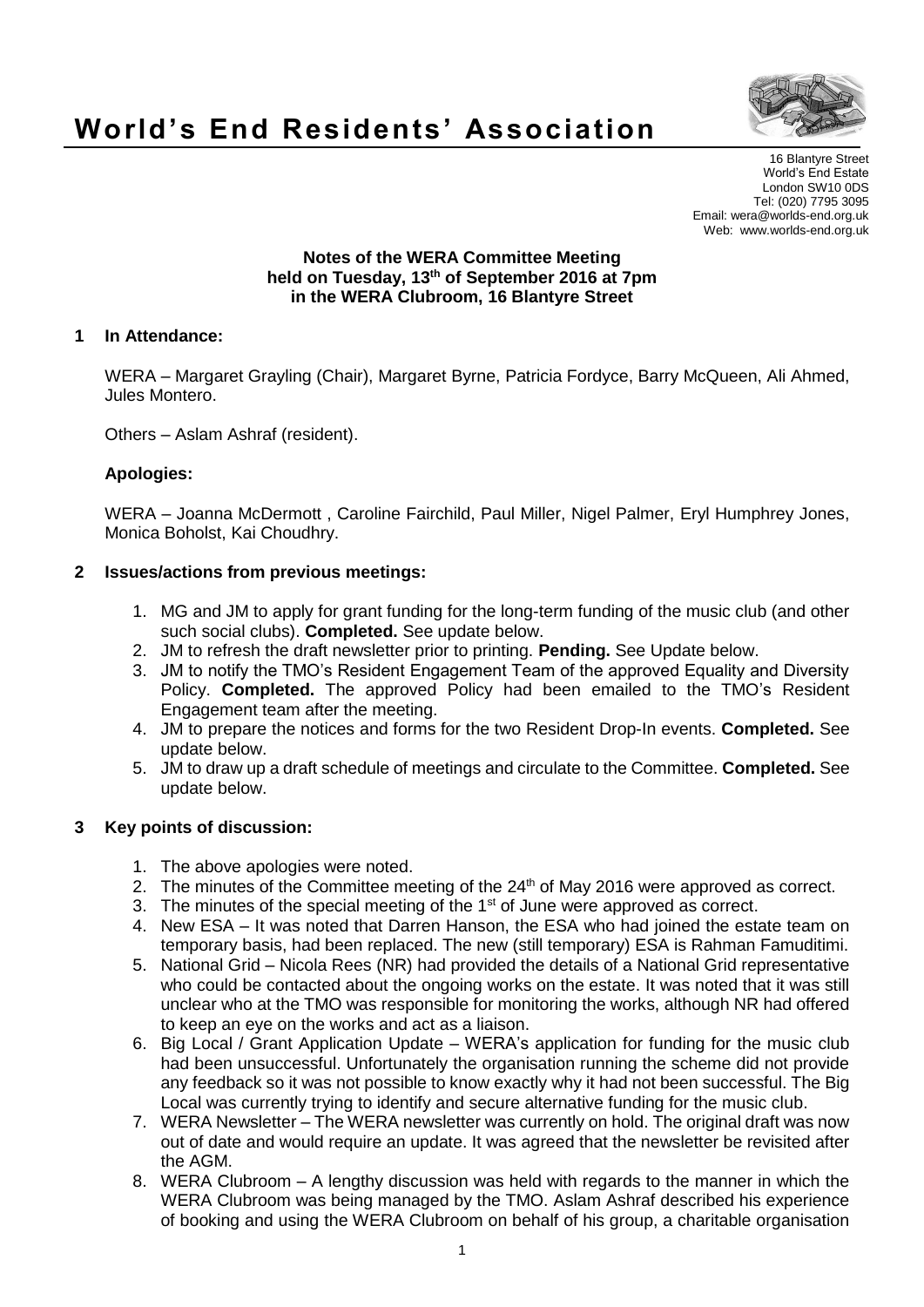# World's End Residents' Association

16 Blantyre Street
World's End Estate
London SW10 0DS
Tel: (020) 7795 3095
Email: wera@worlds-end.org.uk
Web: www.worlds-end.org.uk

**Notes of the WERA Committee Meeting held on Tuesday, 13th of September 2016 at 7pm in the WERA Clubroom, 16 Blantyre Street**

## 1 In Attendance:

WERA – Margaret Grayling (Chair), Margaret Byrne, Patricia Fordyce, Barry McQueen, Ali Ahmed, Jules Montero.

Others – Aslam Ashraf (resident).

### Apologies:

WERA – Joanna McDermott , Caroline Fairchild, Paul Miller, Nigel Palmer, Eryl Humphrey Jones, Monica Boholst, Kai Choudhry.

## 2 Issues/actions from previous meetings:

1. MG and JM to apply for grant funding for the long-term funding of the music club (and other such social clubs). **Completed.** See update below.
2. JM to refresh the draft newsletter prior to printing. **Pending.** See Update below.
3. JM to notify the TMO's Resident Engagement Team of the approved Equality and Diversity Policy. **Completed.** The approved Policy had been emailed to the TMO's Resident Engagement team after the meeting.
4. JM to prepare the notices and forms for the two Resident Drop-In events. **Completed.** See update below.
5. JM to draw up a draft schedule of meetings and circulate to the Committee. **Completed.** See update below.

## 3 Key points of discussion:

1. The above apologies were noted.
2. The minutes of the Committee meeting of the 24th of May 2016 were approved as correct.
3. The minutes of the special meeting of the 1st of June were approved as correct.
4. New ESA – It was noted that Darren Hanson, the ESA who had joined the estate team on temporary basis, had been replaced. The new (still temporary) ESA is Rahman Famuditimi.
5. National Grid – Nicola Rees (NR) had provided the details of a National Grid representative who could be contacted about the ongoing works on the estate. It was noted that it was still unclear who at the TMO was responsible for monitoring the works, although NR had offered to keep an eye on the works and act as a liaison.
6. Big Local / Grant Application Update – WERA's application for funding for the music club had been unsuccessful. Unfortunately the organisation running the scheme did not provide any feedback so it was not possible to know exactly why it had not been successful. The Big Local was currently trying to identify and secure alternative funding for the music club.
7. WERA Newsletter – The WERA newsletter was currently on hold. The original draft was now out of date and would require an update. It was agreed that the newsletter be revisited after the AGM.
8. WERA Clubroom – A lengthy discussion was held with regards to the manner in which the WERA Clubroom was being managed by the TMO. Aslam Ashraf described his experience of booking and using the WERA Clubroom on behalf of his group, a charitable organisation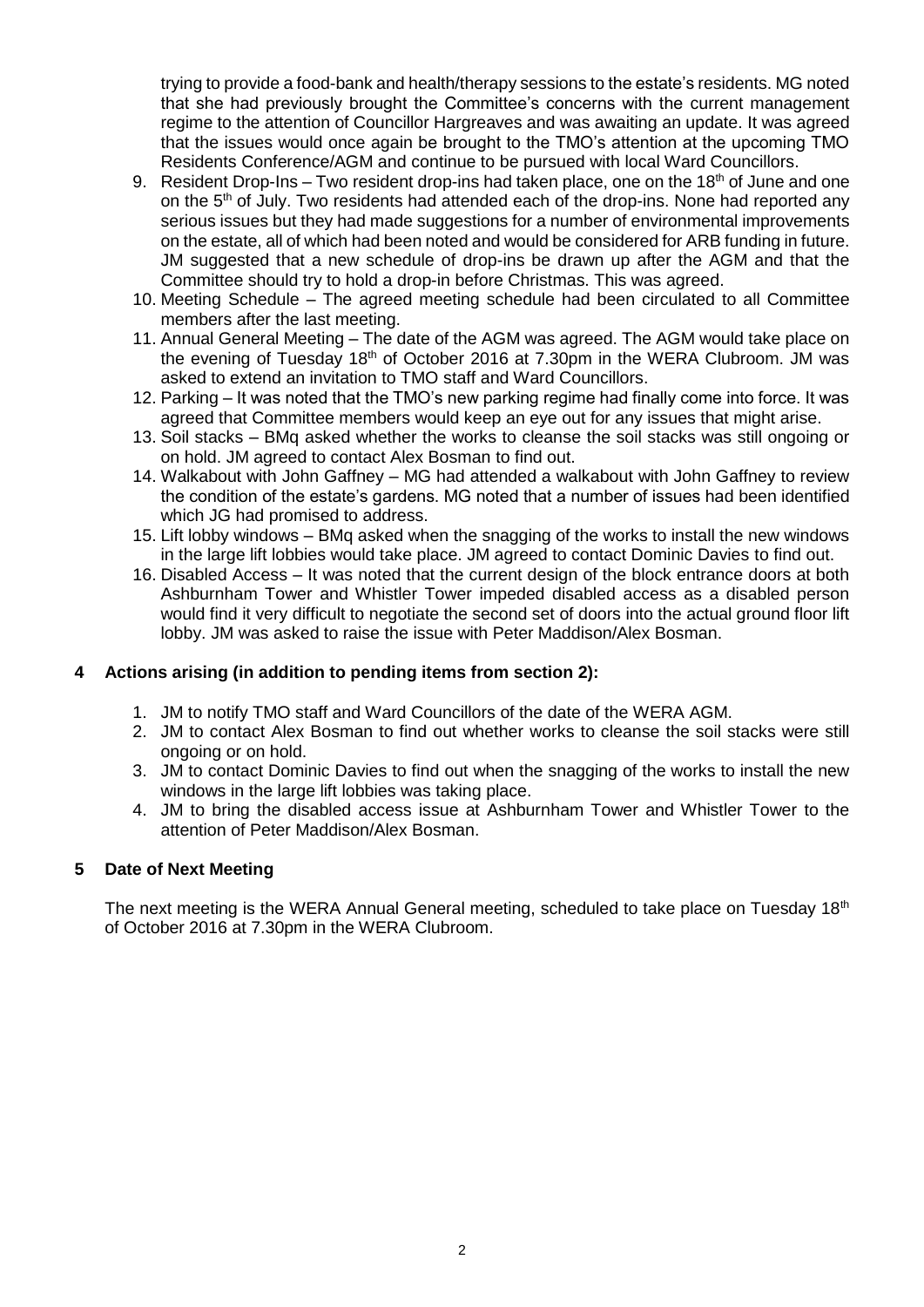trying to provide a food-bank and health/therapy sessions to the estate's residents. MG noted that she had previously brought the Committee's concerns with the current management regime to the attention of Councillor Hargreaves and was awaiting an update. It was agreed that the issues would once again be brought to the TMO's attention at the upcoming TMO Residents Conference/AGM and continue to be pursued with local Ward Councillors.

9. Resident Drop-Ins – Two resident drop-ins had taken place, one on the 18th of June and one on the 5th of July. Two residents had attended each of the drop-ins. None had reported any serious issues but they had made suggestions for a number of environmental improvements on the estate, all of which had been noted and would be considered for ARB funding in future. JM suggested that a new schedule of drop-ins be drawn up after the AGM and that the Committee should try to hold a drop-in before Christmas. This was agreed.
10. Meeting Schedule – The agreed meeting schedule had been circulated to all Committee members after the last meeting.
11. Annual General Meeting – The date of the AGM was agreed. The AGM would take place on the evening of Tuesday 18th of October 2016 at 7.30pm in the WERA Clubroom. JM was asked to extend an invitation to TMO staff and Ward Councillors.
12. Parking – It was noted that the TMO's new parking regime had finally come into force. It was agreed that Committee members would keep an eye out for any issues that might arise.
13. Soil stacks – BMq asked whether the works to cleanse the soil stacks was still ongoing or on hold. JM agreed to contact Alex Bosman to find out.
14. Walkabout with John Gaffney – MG had attended a walkabout with John Gaffney to review the condition of the estate's gardens. MG noted that a number of issues had been identified which JG had promised to address.
15. Lift lobby windows – BMq asked when the snagging of the works to install the new windows in the large lift lobbies would take place. JM agreed to contact Dominic Davies to find out.
16. Disabled Access – It was noted that the current design of the block entrance doors at both Ashburnham Tower and Whistler Tower impeded disabled access as a disabled person would find it very difficult to negotiate the second set of doors into the actual ground floor lift lobby. JM was asked to raise the issue with Peter Maddison/Alex Bosman.

## 4 Actions arising (in addition to pending items from section 2):

1. JM to notify TMO staff and Ward Councillors of the date of the WERA AGM.
2. JM to contact Alex Bosman to find out whether works to cleanse the soil stacks were still ongoing or on hold.
3. JM to contact Dominic Davies to find out when the snagging of the works to install the new windows in the large lift lobbies was taking place.
4. JM to bring the disabled access issue at Ashburnham Tower and Whistler Tower to the attention of Peter Maddison/Alex Bosman.

## 5 Date of Next Meeting

The next meeting is the WERA Annual General meeting, scheduled to take place on Tuesday 18th of October 2016 at 7.30pm in the WERA Clubroom.